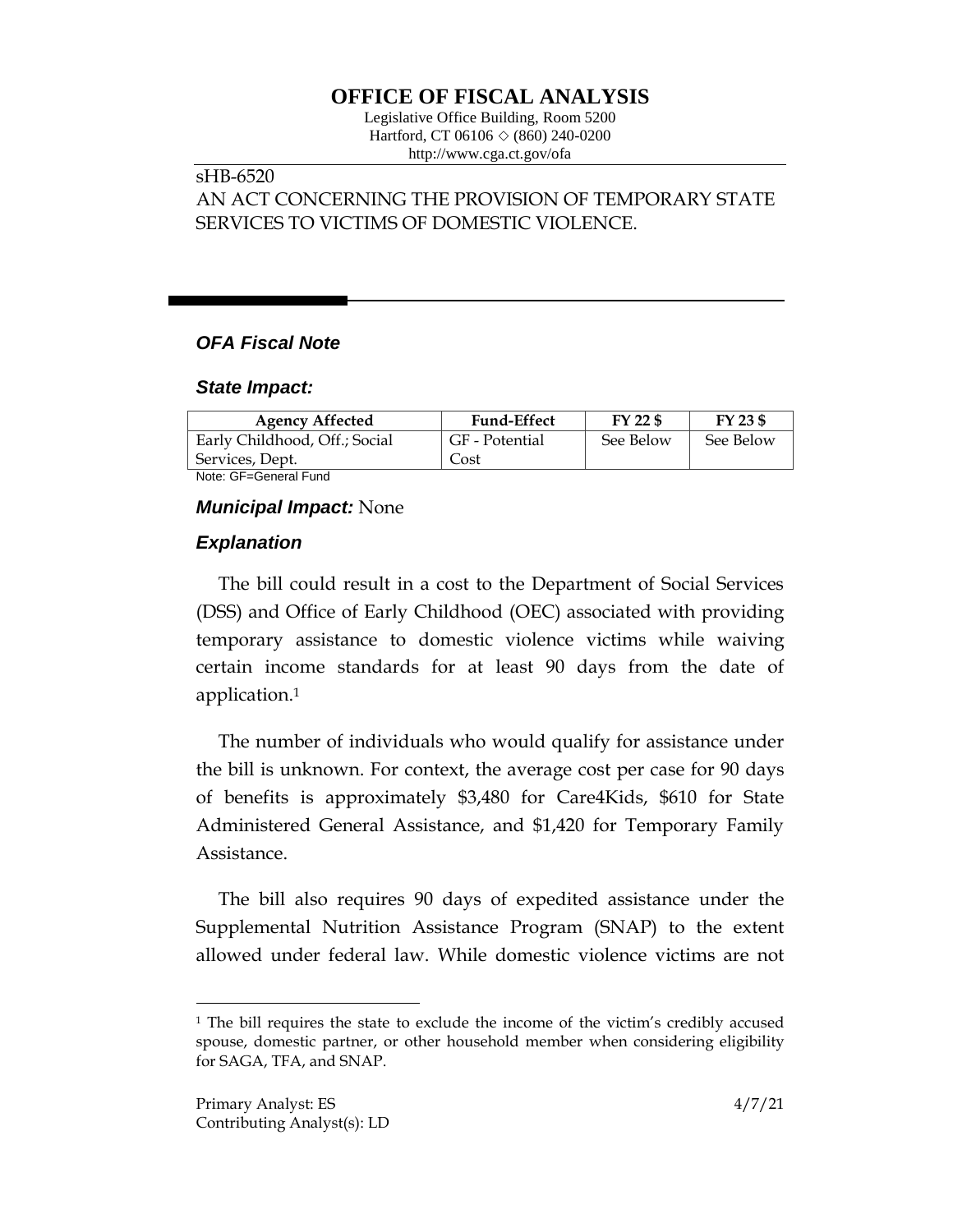# OFFICE OF FISCAL ANALYSIS

Legislative Office Building, Room 5200
Hartford, CT 06106 ◇ (860) 240-0200
http://www.cga.ct.gov/ofa

sHB-6520
AN ACT CONCERNING THE PROVISION OF TEMPORARY STATE SERVICES TO VICTIMS OF DOMESTIC VIOLENCE.

## *OFA Fiscal Note*

### *State Impact:*

| Agency Affected | Fund-Effect | FY 22 $ | FY 23 $ |
|---|---|---|---|
| Early Childhood, Off.; Social Services, Dept. | GF - Potential Cost | See Below | See Below |

Note: GF=General Fund

### *Municipal Impact:* None

### *Explanation*

The bill could result in a cost to the Department of Social Services (DSS) and Office of Early Childhood (OEC) associated with providing temporary assistance to domestic violence victims while waiving certain income standards for at least 90 days from the date of application.[1]

The number of individuals who would qualify for assistance under the bill is unknown. For context, the average cost per case for 90 days of benefits is approximately $3,480 for Care4Kids, $610 for State Administered General Assistance, and $1,420 for Temporary Family Assistance.

The bill also requires 90 days of expedited assistance under the Supplemental Nutrition Assistance Program (SNAP) to the extent allowed under federal law. While domestic violence victims are not

[1] The bill requires the state to exclude the income of the victim's credibly accused spouse, domestic partner, or other household member when considering eligibility for SAGA, TFA, and SNAP.

Primary Analyst: ES
Contributing Analyst(s): LD

4/7/21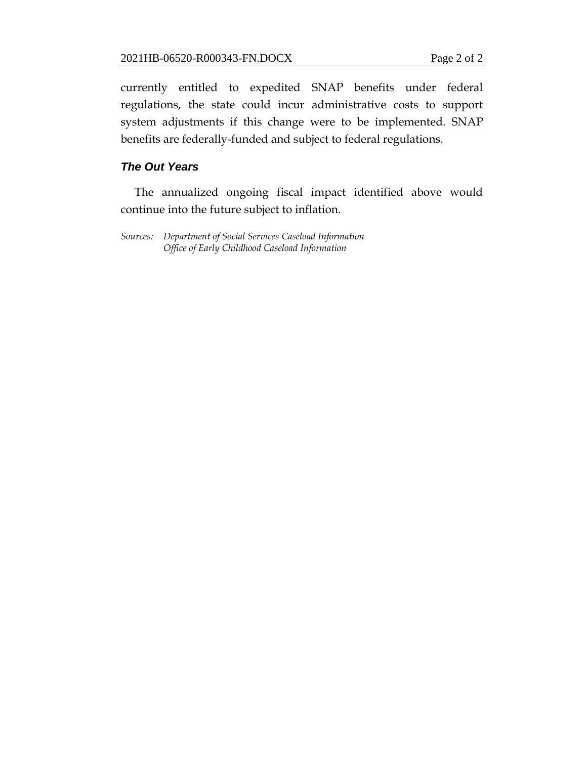currently entitled to expedited SNAP benefits under federal regulations, the state could incur administrative costs to support system adjustments if this change were to be implemented. SNAP benefits are federally-funded and subject to federal regulations.

### *The Out Years*

The annualized ongoing fiscal impact identified above would continue into the future subject to inflation.

*Sources: Department of Social Services Caseload Information*
*Office of Early Childhood Caseload Information*